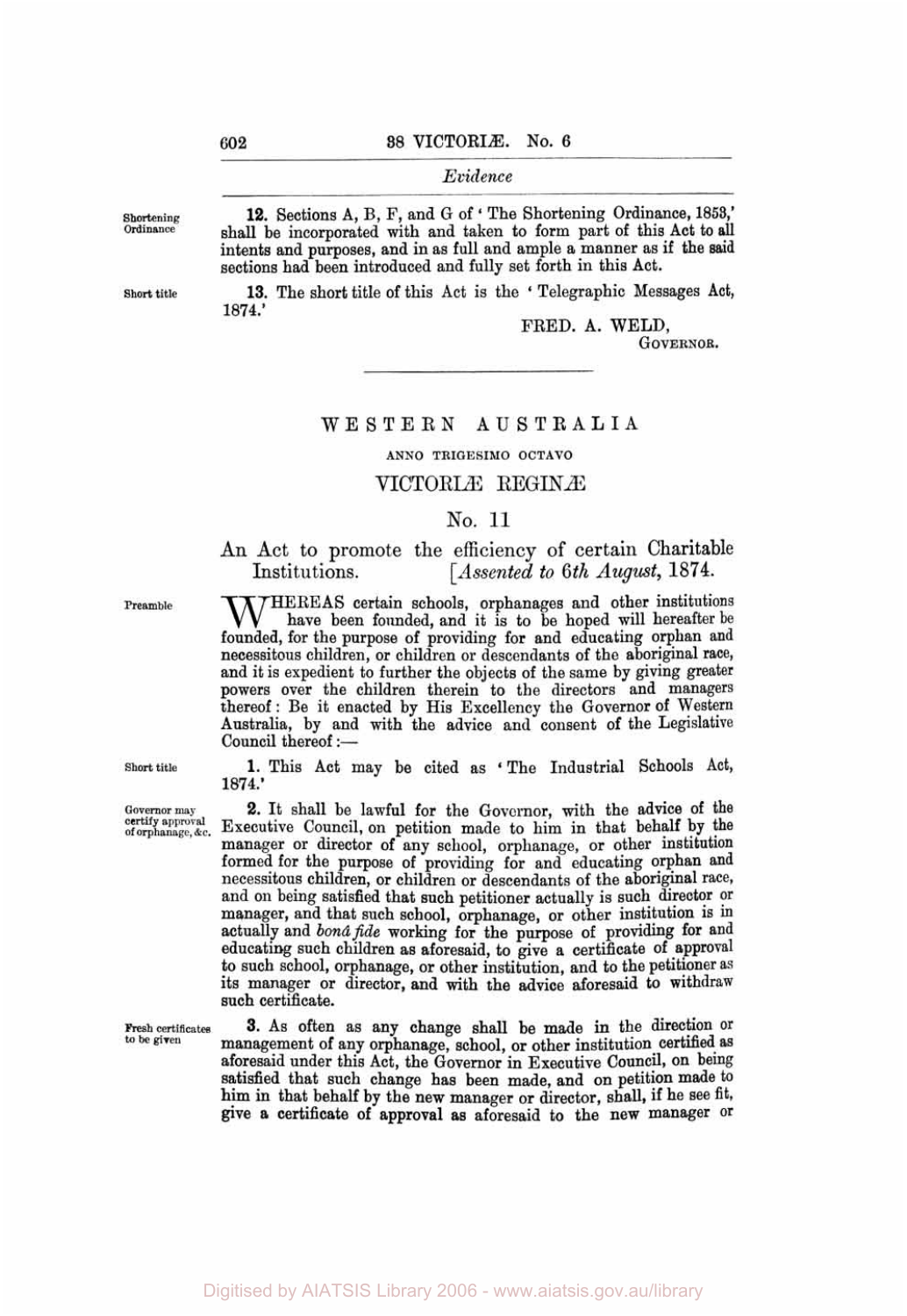*Evidence*

**Shortening Ordinance**

12. Sections A, B, F, and G of 'The Shortening Ordinance, 1853,' shall be incorporated with and taken to form part of this Act to all intents and purposes, and in as full and ample a manner as if the said sections had been introduced and fully set forth in this Act.

**Short title**

13. The short title of this Act is the 'Telegraphic Messages Act, 1874.'

FRED. A. WELD,
GOVERNOR.

---

# WESTERN AUSTRALIA

ANNO TRIGESIMO OCTAVO

## VICTORIÆ REGINÆ

## No. 11

An Act to promote the efficiency of certain Charitable Institutions. [*Assented to 6th August*, 1874.

**Preamble**

WHEREAS certain schools, orphanages and other institutions have been founded, and it is to be hoped will hereafter be founded, for the purpose of providing for and educating orphan and necessitous children, or children or descendants of the aboriginal race, and it is expedient to further the objects of the same by giving greater powers over the children therein to the directors and managers thereof: Be it enacted by His Excellency the Governor of Western Australia, by and with the advice and consent of the Legislative Council thereof:—

**Short title**

1. This Act may be cited as 'The Industrial Schools Act, 1874.'

**Governor may certify approval of orphanage, &c.**

2. It shall be lawful for the Governor, with the advice of the Executive Council, on petition made to him in that behalf by the manager or director of any school, orphanage, or other institution formed for the purpose of providing for and educating orphan and necessitous children, or children or descendants of the aboriginal race, and on being satisfied that such petitioner actually is such director or manager, and that such school, orphanage, or other institution is in actually and *bonâ fide* working for the purpose of providing for and educating such children as aforesaid, to give a certificate of approval to such school, orphanage, or other institution, and to the petitioner as its manager or director, and with the advice aforesaid to withdraw such certificate.

**Fresh certificates to be given**

3. As often as any change shall be made in the direction or management of any orphanage, school, or other institution certified as aforesaid under this Act, the Governor in Executive Council, on being satisfied that such change has been made, and on petition made to him in that behalf by the new manager or director, shall, if he see fit, give a certificate of approval as aforesaid to the new manager or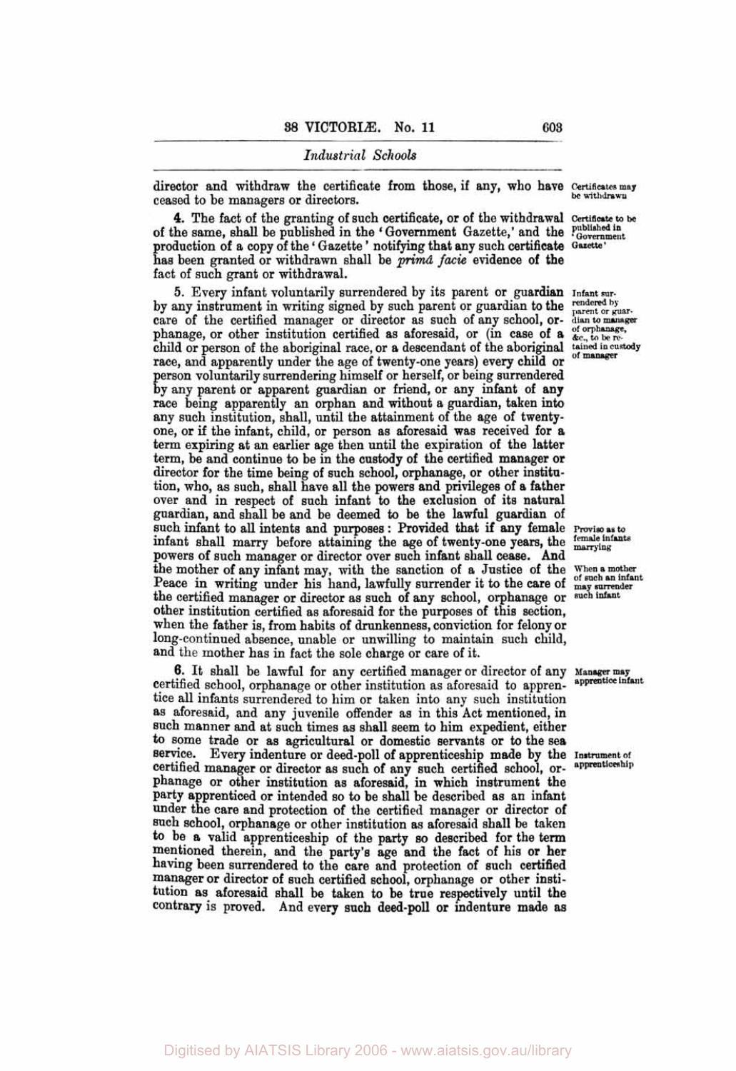director and withdraw the certificate from those, if any, who have ceased to be managers or directors.

Certificates may be withdrawn

**4.** The fact of the granting of such certificate, or of the withdrawal of the same, shall be published in the 'Government Gazette,' and the production of a copy of the 'Gazette' notifying that any such certificate has been granted or withdrawn shall be *primâ facie* evidence of the fact of such grant or withdrawal.

Certificate to be published in 'Government Gazette'

**5.** Every infant voluntarily surrendered by its parent or guardian by any instrument in writing signed by such parent or guardian to the care of the certified manager or director as such of any school, orphanage, or other institution certified as aforesaid, or (in case of a child or person of the aboriginal race, or a descendant of the aboriginal race, and apparently under the age of twenty-one years) every child or person voluntarily surrendering himself or herself, or being surrendered by any parent or apparent guardian or friend, or any infant of any race being apparently an orphan and without a guardian, taken into any such institution, shall, until the attainment of the age of twenty-one, or if the infant, child, or person as aforesaid was received for a term expiring at an earlier age then until the expiration of the latter term, be and continue to be in the custody of the certified manager or director for the time being of such school, orphanage, or other institution, who, as such, shall have all the powers and privileges of a father over and in respect of such infant to the exclusion of its natural guardian, and shall be and be deemed to be the lawful guardian of such infant to all intents and purposes: Provided that if any female infant shall marry before attaining the age of twenty-one years, the powers of such manager or director over such infant shall cease. And the mother of any infant may, with the sanction of a Justice of the Peace in writing under his hand, lawfully surrender it to the care of the certified manager or director as such of any school, orphanage or other institution certified as aforesaid for the purposes of this section, when the father is, from habits of drunkenness, conviction for felony or long-continued absence, unable or unwilling to maintain such child, and the mother has in fact the sole charge or care of it.

Infant surrendered by parent or guardian to manager of orphanage, &c., to be retained in custody of manager

Proviso as to female infants marrying

When a mother of such an infant may surrender such infant

**6.** It shall be lawful for any certified manager or director of any certified school, orphanage or other institution as aforesaid to apprentice all infants surrendered to him or taken into any such institution as aforesaid, and any juvenile offender as in this Act mentioned, in such manner and at such times as shall seem to him expedient, either to some trade or as agricultural or domestic servants or to the sea service. Every indenture or deed-poll of apprenticeship made by the certified manager or director as such of any such certified school, orphanage or other institution as aforesaid, in which instrument the party apprenticed or intended so to be shall be described as an infant under the care and protection of the certified manager or director of such school, orphanage or other institution as aforesaid shall be taken to be a valid apprenticeship of the party so described for the term mentioned therein, and the party's age and the fact of his or her having been surrendered to the care and protection of such certified manager or director of such certified school, orphanage or other institution as aforesaid shall be taken to be true respectively until the contrary is proved. And every such deed-poll or indenture made as

Manager may apprentice infant

Instrument of apprenticeship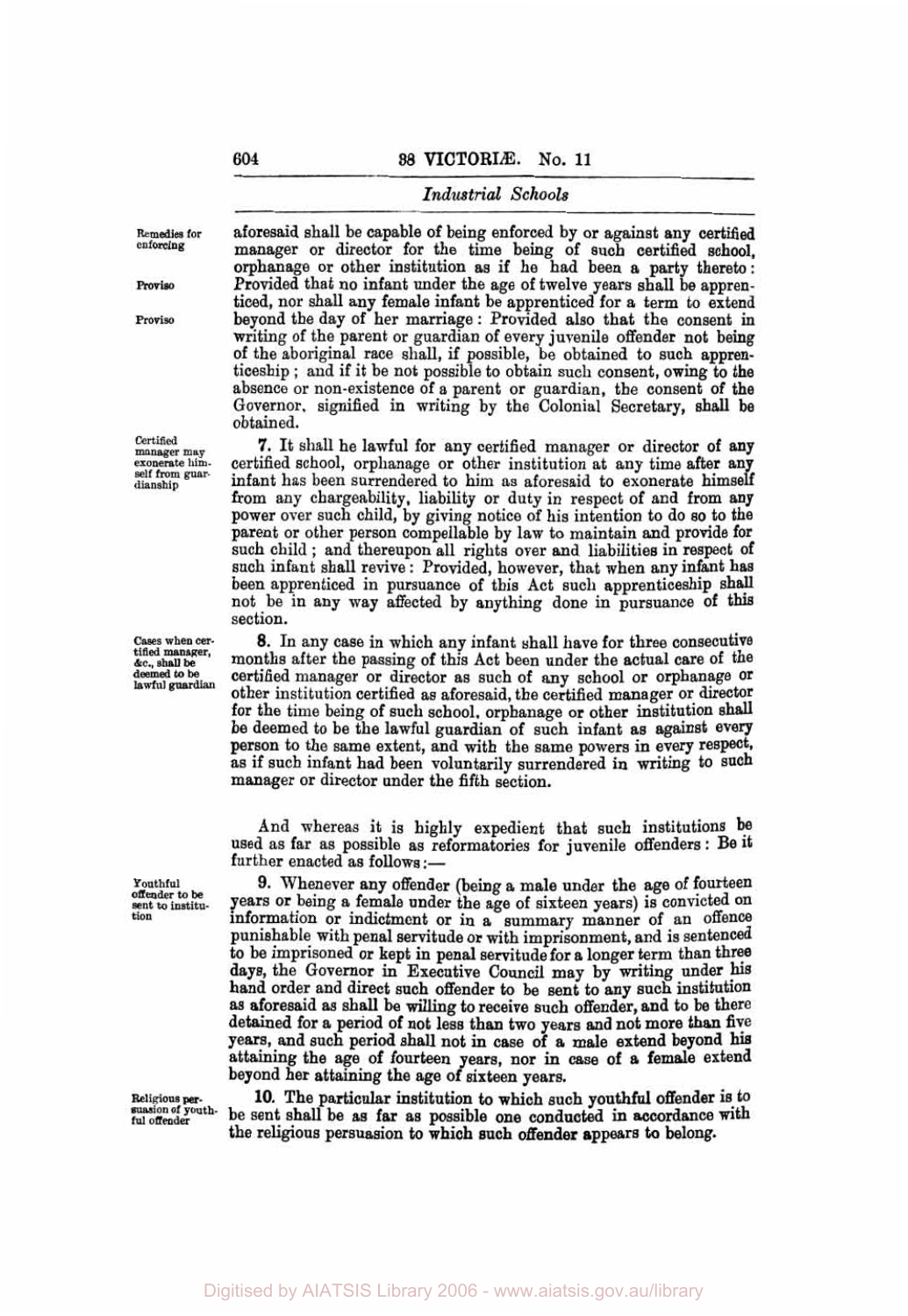aforesaid shall be capable of being enforced by or against any certified manager or director for the time being of such certified school, orphanage or other institution as if he had been a party thereto: Provided that no infant under the age of twelve years shall be apprenticed, nor shall any female infant be apprenticed for a term to extend beyond the day of her marriage: Provided also that the consent in writing of the parent or guardian of every juvenile offender not being of the aboriginal race shall, if possible, be obtained to such apprenticeship; and if it be not possible to obtain such consent, owing to the absence or non-existence of a parent or guardian, the consent of the Governor, signified in writing by the Colonial Secretary, shall be obtained.

*Remedies for enforcing*

*Proviso*

*Proviso*

*Certified manager may exonerate himself from guardianship*

**7.** It shall be lawful for any certified manager or director of any certified school, orphanage or other institution at any time after any infant has been surrendered to him as aforesaid to exonerate himself from any chargeability, liability or duty in respect of and from any power over such child, by giving notice of his intention to do so to the parent or other person compellable by law to maintain and provide for such child; and thereupon all rights over and liabilities in respect of such infant shall revive: Provided, however, that when any infant has been apprenticed in pursuance of this Act such apprenticeship shall not be in any way affected by anything done in pursuance of this section.

*Cases when certified manager, &c., shall be deemed to be lawful guardian*

**8.** In any case in which any infant shall have for three consecutive months after the passing of this Act been under the actual care of the certified manager or director as such of any school or orphanage or other institution certified as aforesaid, the certified manager or director for the time being of such school, orphanage or other institution shall be deemed to be the lawful guardian of such infant as against every person to the same extent, and with the same powers in every respect, as if such infant had been voluntarily surrendered in writing to such manager or director under the fifth section.

And whereas it is highly expedient that such institutions be used as far as possible as reformatories for juvenile offenders: Be it further enacted as follows:—

*Youthful offender to be sent to institution*

**9.** Whenever any offender (being a male under the age of fourteen years or being a female under the age of sixteen years) is convicted on information or indictment or in a summary manner of an offence punishable with penal servitude or with imprisonment, and is sentenced to be imprisoned or kept in penal servitude for a longer term than three days, the Governor in Executive Council may by writing under his hand order and direct such offender to be sent to any such institution as aforesaid as shall be willing to receive such offender, and to be there detained for a period of not less than two years and not more than five years, and such period shall not in case of a male extend beyond his attaining the age of fourteen years, nor in case of a female extend beyond her attaining the age of sixteen years.

*Religious persuasion of youthful offender*

**10.** The particular institution to which such youthful offender is to be sent shall be as far as possible one conducted in accordance with the religious persuasion to which such offender appears to belong.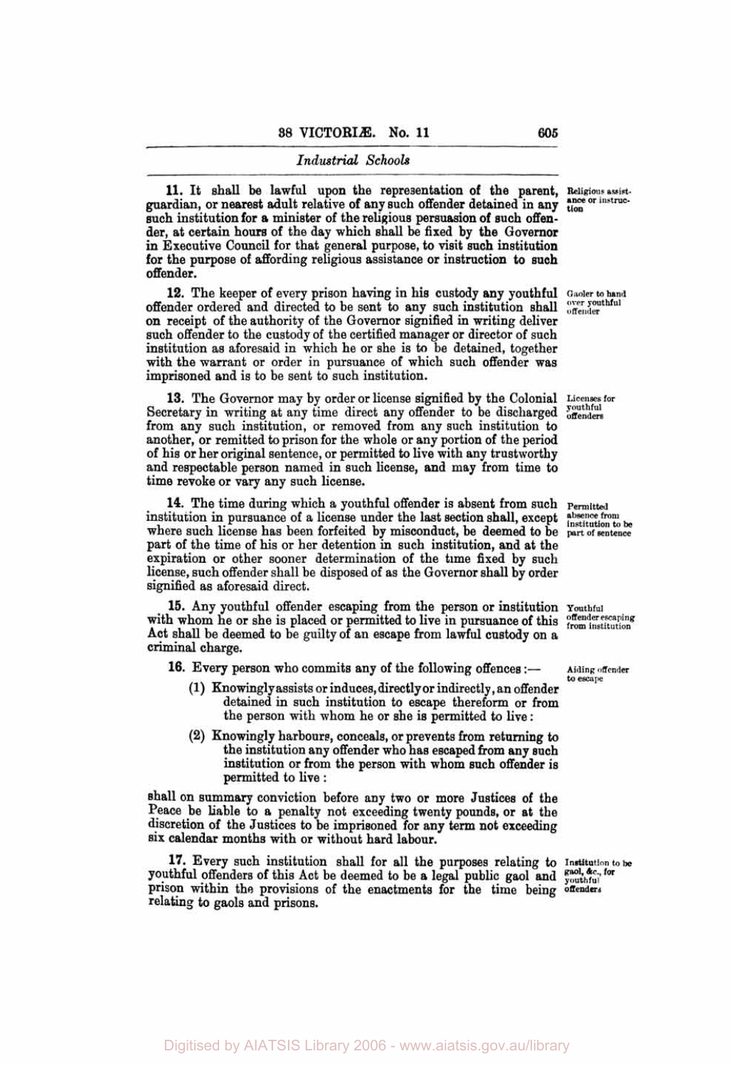**11.** It shall be lawful upon the representation of the parent, guardian, or nearest adult relative of any such offender detained in any such institution for a minister of the religious persuasion of such offender, at certain hours of the day which shall be fixed by the Governor in Executive Council for that general purpose, to visit such institution for the purpose of affording religious assistance or instruction to such offender.

*Religious assistance or instruction*

**12.** The keeper of every prison having in his custody any youthful offender ordered and directed to be sent to any such institution shall on receipt of the authority of the Governor signified in writing deliver such offender to the custody of the certified manager or director of such institution as aforesaid in which he or she is to be detained, together with the warrant or order in pursuance of which such offender was imprisoned and is to be sent to such institution.

*Gaoler to hand over youthful offender*

**13.** The Governor may by order or license signified by the Colonial Secretary in writing at any time direct any offender to be discharged from any such institution, or removed from any such institution to another, or remitted to prison for the whole or any portion of the period of his or her original sentence, or permitted to live with any trustworthy and respectable person named in such license, and may from time to time revoke or vary any such license.

*Licenses for youthful offenders*

**14.** The time during which a youthful offender is absent from such institution in pursuance of a license under the last section shall, except where such license has been forfeited by misconduct, be deemed to be part of the time of his or her detention in such institution, and at the expiration or other sooner determination of the time fixed by such license, such offender shall be disposed of as the Governor shall by order signified as aforesaid direct.

*Permitted absence from institution to be part of sentence*

**15.** Any youthful offender escaping from the person or institution with whom he or she is placed or permitted to live in pursuance of this Act shall be deemed to be guilty of an escape from lawful custody on a criminal charge.

*Youthful offender escaping from institution*

**16.** Every person who commits any of the following offences:—

*Aiding offender to escape*

(1) Knowingly assists or induces, directly or indirectly, an offender detained in such institution to escape therefrom or from the person with whom he or she is permitted to live:

(2) Knowingly harbours, conceals, or prevents from returning to the institution any offender who has escaped from any such institution or from the person with whom such offender is permitted to live:

shall on summary conviction before any two or more Justices of the Peace be liable to a penalty not exceeding twenty pounds, or at the discretion of the Justices to be imprisoned for any term not exceeding six calendar months with or without hard labour.

**17.** Every such institution shall for all the purposes relating to youthful offenders of this Act be deemed to be a legal public gaol and prison within the provisions of the enactments for the time being relating to gaols and prisons.

*Institution to be gaol, &c., for youthful offenders*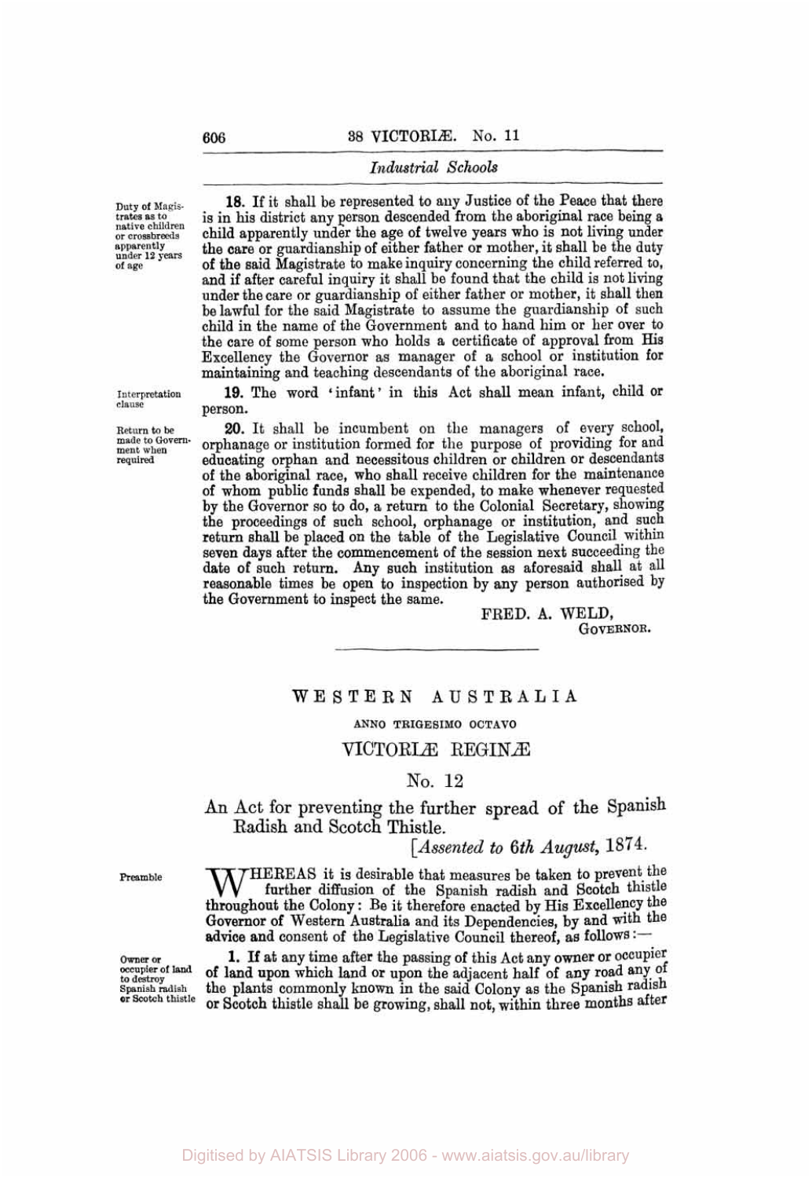Duty of Magistrates as to native children or crossbreeds apparently under 12 years of age

**18.** If it shall be represented to any Justice of the Peace that there is in his district any person descended from the aboriginal race being a child apparently under the age of twelve years who is not living under the care or guardianship of either father or mother, it shall be the duty of the said Magistrate to make inquiry concerning the child referred to, and if after careful inquiry it shall be found that the child is not living under the care or guardianship of either father or mother, it shall then be lawful for the said Magistrate to assume the guardianship of such child in the name of the Government and to hand him or her over to the care of some person who holds a certificate of approval from His Excellency the Governor as manager of a school or institution for maintaining and teaching descendants of the aboriginal race.

Interpretation clause

**19.** The word 'infant' in this Act shall mean infant, child or person.

Return to be made to Government when required

**20.** It shall be incumbent on the managers of every school, orphanage or institution formed for the purpose of providing for and educating orphan and necessitous children or children or descendants of the aboriginal race, who shall receive children for the maintenance of whom public funds shall be expended, to make whenever requested by the Governor so to do, a return to the Colonial Secretary, showing the proceedings of such school, orphanage or institution, and such return shall be placed on the table of the Legislative Council within seven days after the commencement of the session next succeeding the date of such return. Any such institution as aforesaid shall at all reasonable times be open to inspection by any person authorised by the Government to inspect the same.

FRED. A. WELD,
GOVERNOR.

---

# WESTERN AUSTRALIA

ANNO TRIGESIMO OCTAVO

## VICTORIÆ REGINÆ

## No. 12

### An Act for preventing the further spread of the Spanish Radish and Scotch Thistle.

[*Assented to 6th August*, 1874.

Preamble

WHEREAS it is desirable that measures be taken to prevent the further diffusion of the Spanish radish and Scotch thistle throughout the Colony: Be it therefore enacted by His Excellency the Governor of Western Australia and its Dependencies, by and with the advice and consent of the Legislative Council thereof, as follows:—

Owner or occupier of land to destroy Spanish radish or Scotch thistle

**1.** If at any time after the passing of this Act any owner or occupier of land upon which land or upon the adjacent half of any road any of the plants commonly known in the said Colony as the Spanish radish or Scotch thistle shall be growing, shall not, within three months after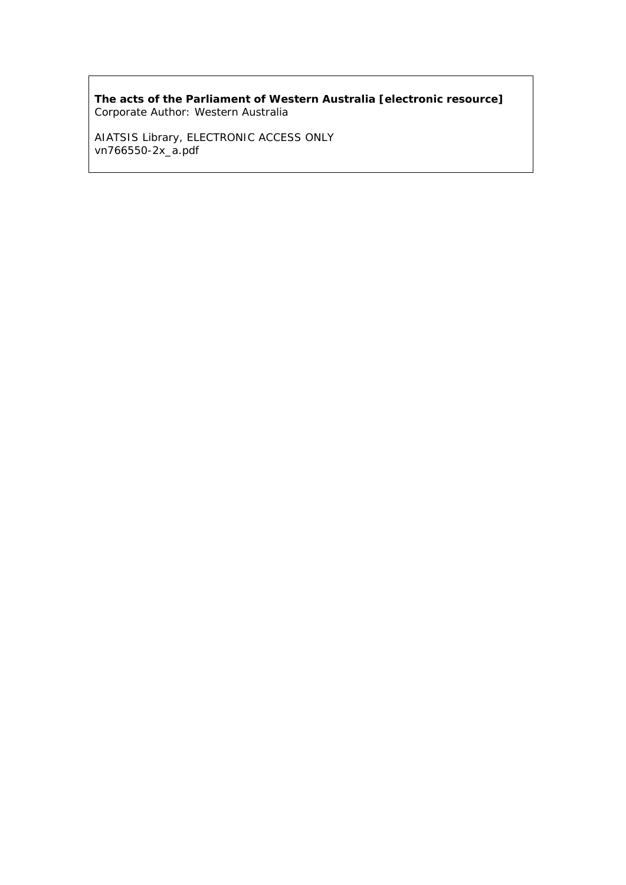**The acts of the Parliament of Western Australia [electronic resource]**
Corporate Author: Western Australia

AIATSIS Library, ELECTRONIC ACCESS ONLY
vn766550-2x_a.pdf